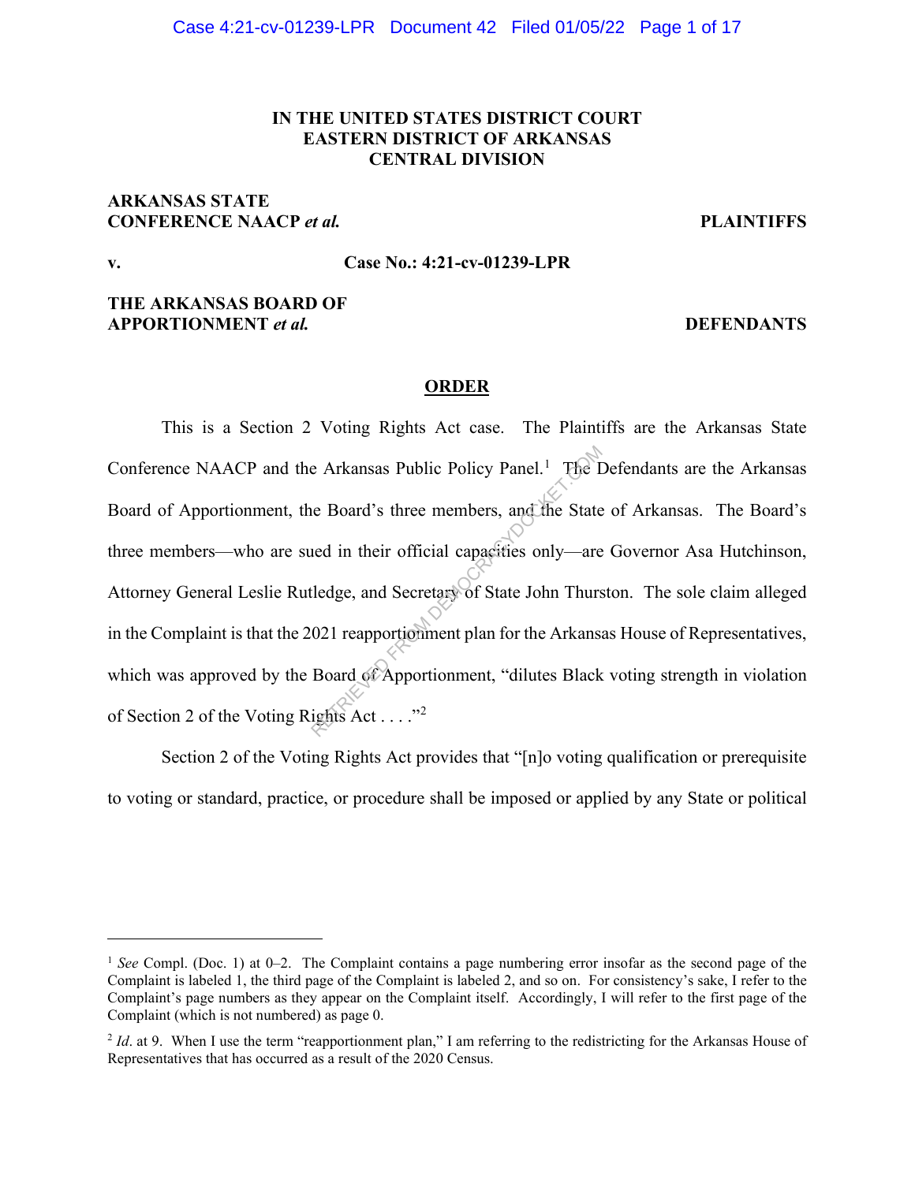**IN THE UNITED STATES DISTRICT COURT**
**EASTERN DISTRICT OF ARKANSAS**
**CENTRAL DIVISION**

**ARKANSAS STATE CONFERENCE NAACP *et al.*** **PLAINTIFFS**

**v.** **Case No.: 4:21-cv-01239-LPR**

**THE ARKANSAS BOARD OF APPORTIONMENT *et al.*** **DEFENDANTS**

**ORDER**

This is a Section 2 Voting Rights Act case. The Plaintiffs are the Arkansas State Conference NAACP and the Arkansas Public Policy Panel.[1] The Defendants are the Arkansas Board of Apportionment, the Board's three members, and the State of Arkansas. The Board's three members—who are sued in their official capacities only—are Governor Asa Hutchinson, Attorney General Leslie Rutledge, and Secretary of State John Thurston. The sole claim alleged in the Complaint is that the 2021 reapportionment plan for the Arkansas House of Representatives, which was approved by the Board of Apportionment, "dilutes Black voting strength in violation of Section 2 of the Voting Rights Act . . . ."[2]

Section 2 of the Voting Rights Act provides that "[n]o voting qualification or prerequisite to voting or standard, practice, or procedure shall be imposed or applied by any State or political

---

[1] *See* Compl. (Doc. 1) at 0–2. The Complaint contains a page numbering error insofar as the second page of the Complaint is labeled 1, the third page of the Complaint is labeled 2, and so on. For consistency's sake, I refer to the Complaint's page numbers as they appear on the Complaint itself. Accordingly, I will refer to the first page of the Complaint (which is not numbered) as page 0.

[2] *Id*. at 9. When I use the term "reapportionment plan," I am referring to the redistricting for the Arkansas House of Representatives that has occurred as a result of the 2020 Census.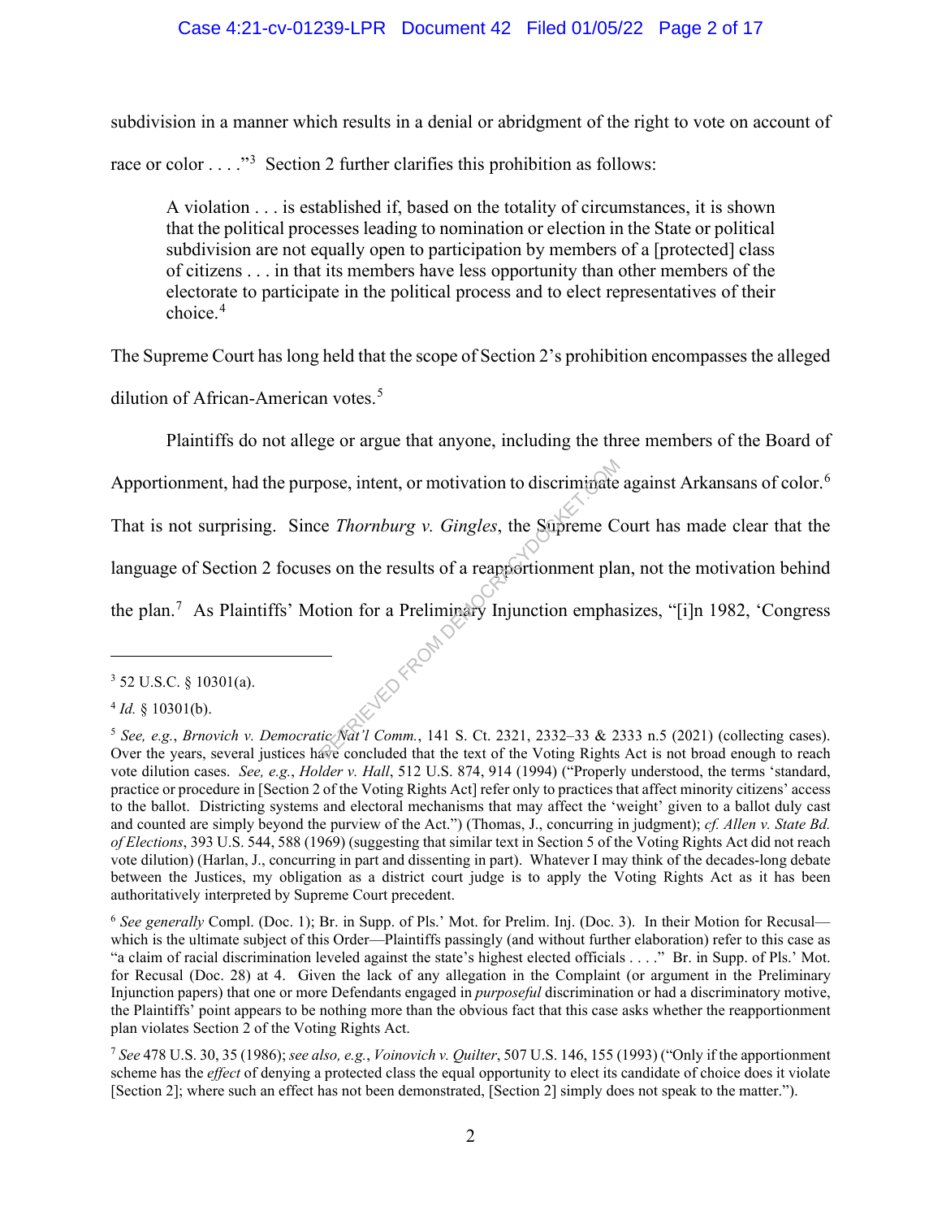subdivision in a manner which results in a denial or abridgment of the right to vote on account of race or color . . . ."[3] Section 2 further clarifies this prohibition as follows:

> A violation . . . is established if, based on the totality of circumstances, it is shown that the political processes leading to nomination or election in the State or political subdivision are not equally open to participation by members of a [protected] class of citizens . . . in that its members have less opportunity than other members of the electorate to participate in the political process and to elect representatives of their choice.[4]

The Supreme Court has long held that the scope of Section 2's prohibition encompasses the alleged dilution of African-American votes.[5]

Plaintiffs do not allege or argue that anyone, including the three members of the Board of Apportionment, had the purpose, intent, or motivation to discriminate against Arkansans of color.[6] That is not surprising. Since *Thornburg v. Gingles*, the Supreme Court has made clear that the language of Section 2 focuses on the results of a reapportionment plan, not the motivation behind the plan.[7] As Plaintiffs' Motion for a Preliminary Injunction emphasizes, "[i]n 1982, 'Congress

---

[3] 52 U.S.C. § 10301(a).

[4] *Id.* § 10301(b).

[5] *See, e.g.*, *Brnovich v. Democratic Nat'l Comm.*, 141 S. Ct. 2321, 2332–33 & 2333 n.5 (2021) (collecting cases). Over the years, several justices have concluded that the text of the Voting Rights Act is not broad enough to reach vote dilution cases. *See, e.g.*, *Holder v. Hall*, 512 U.S. 874, 914 (1994) ("Properly understood, the terms 'standard, practice or procedure in [Section 2 of the Voting Rights Act] refer only to practices that affect minority citizens' access to the ballot. Districting systems and electoral mechanisms that may affect the 'weight' given to a ballot duly cast and counted are simply beyond the purview of the Act.") (Thomas, J., concurring in judgment); *cf. Allen v. State Bd. of Elections*, 393 U.S. 544, 588 (1969) (suggesting that similar text in Section 5 of the Voting Rights Act did not reach vote dilution) (Harlan, J., concurring in part and dissenting in part). Whatever I may think of the decades-long debate between the Justices, my obligation as a district court judge is to apply the Voting Rights Act as it has been authoritatively interpreted by Supreme Court precedent.

[6] *See generally* Compl. (Doc. 1); Br. in Supp. of Pls.' Mot. for Prelim. Inj. (Doc. 3). In their Motion for Recusal—which is the ultimate subject of this Order—Plaintiffs passingly (and without further elaboration) refer to this case as "a claim of racial discrimination leveled against the state's highest elected officials . . . ." Br. in Supp. of Pls.' Mot. for Recusal (Doc. 28) at 4. Given the lack of any allegation in the Complaint (or argument in the Preliminary Injunction papers) that one or more Defendants engaged in *purposeful* discrimination or had a discriminatory motive, the Plaintiffs' point appears to be nothing more than the obvious fact that this case asks whether the reapportionment plan violates Section 2 of the Voting Rights Act.

[7] *See* 478 U.S. 30, 35 (1986); *see also, e.g.*, *Voinovich v. Quilter*, 507 U.S. 146, 155 (1993) ("Only if the apportionment scheme has the *effect* of denying a protected class the equal opportunity to elect its candidate of choice does it violate [Section 2]; where such an effect has not been demonstrated, [Section 2] simply does not speak to the matter.").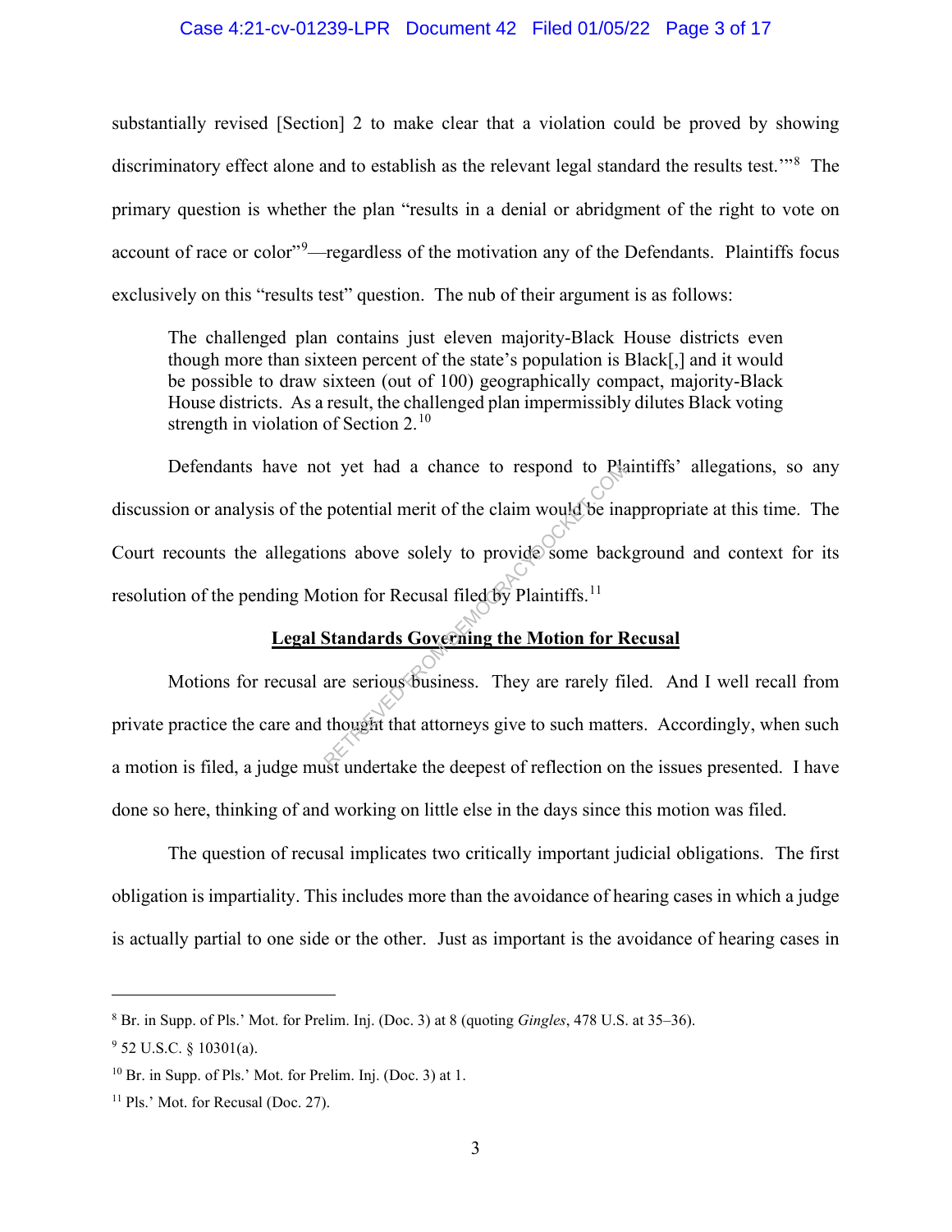substantially revised [Section] 2 to make clear that a violation could be proved by showing discriminatory effect alone and to establish as the relevant legal standard the results test.'"[8] The primary question is whether the plan "results in a denial or abridgment of the right to vote on account of race or color"[9]—regardless of the motivation any of the Defendants. Plaintiffs focus exclusively on this "results test" question. The nub of their argument is as follows:

> The challenged plan contains just eleven majority-Black House districts even though more than sixteen percent of the state's population is Black[,] and it would be possible to draw sixteen (out of 100) geographically compact, majority-Black House districts. As a result, the challenged plan impermissibly dilutes Black voting strength in violation of Section 2.[10]

Defendants have not yet had a chance to respond to Plaintiffs' allegations, so any discussion or analysis of the potential merit of the claim would be inappropriate at this time. The Court recounts the allegations above solely to provide some background and context for its resolution of the pending Motion for Recusal filed by Plaintiffs.[11]

## Legal Standards Governing the Motion for Recusal

Motions for recusal are serious business. They are rarely filed. And I well recall from private practice the care and thought that attorneys give to such matters. Accordingly, when such a motion is filed, a judge must undertake the deepest of reflection on the issues presented. I have done so here, thinking of and working on little else in the days since this motion was filed.

The question of recusal implicates two critically important judicial obligations. The first obligation is impartiality. This includes more than the avoidance of hearing cases in which a judge is actually partial to one side or the other. Just as important is the avoidance of hearing cases in

---

[8] Br. in Supp. of Pls.' Mot. for Prelim. Inj. (Doc. 3) at 8 (quoting *Gingles*, 478 U.S. at 35–36).

[9] 52 U.S.C. § 10301(a).

[10] Br. in Supp. of Pls.' Mot. for Prelim. Inj. (Doc. 3) at 1.

[11] Pls.' Mot. for Recusal (Doc. 27).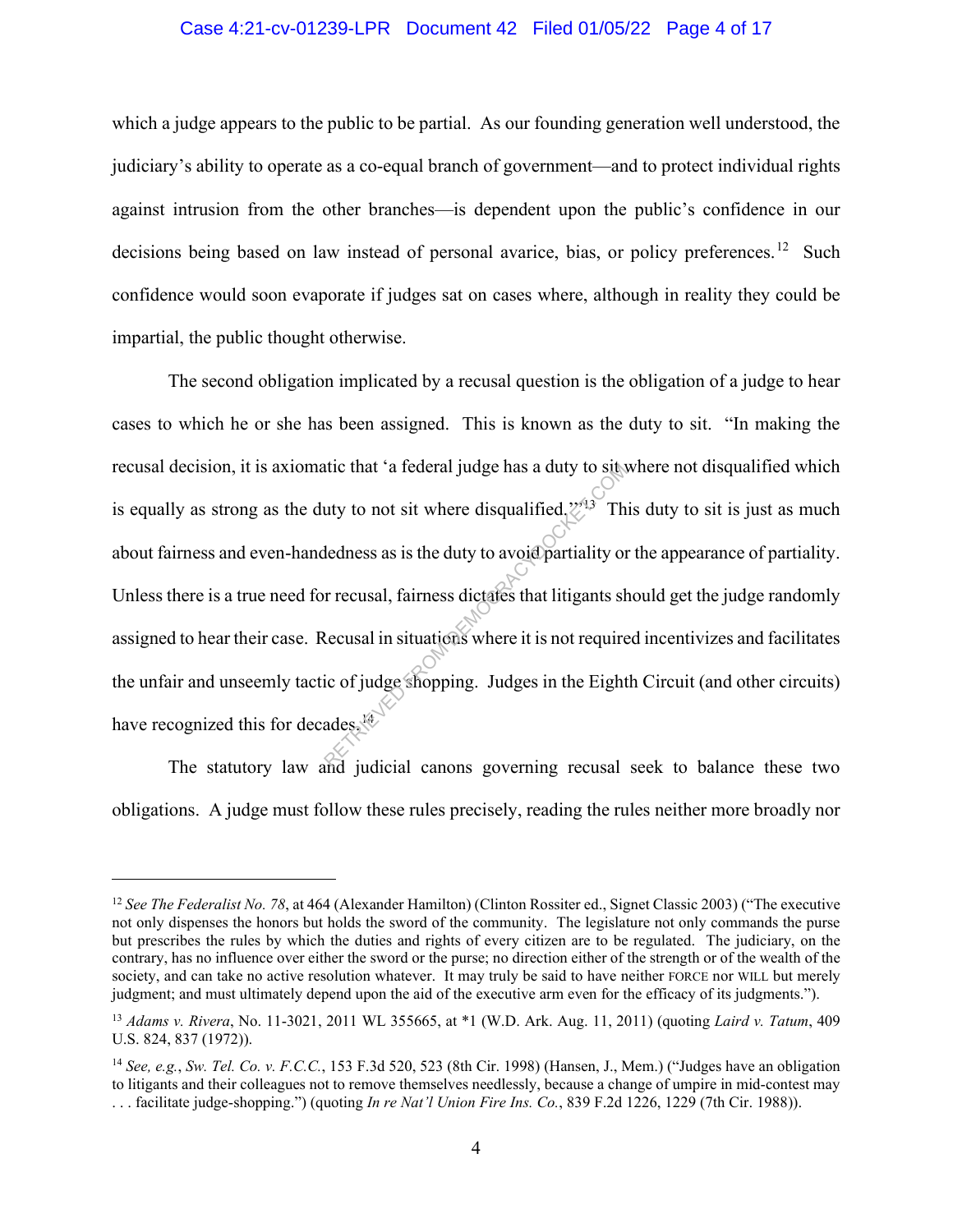which a judge appears to the public to be partial. As our founding generation well understood, the judiciary's ability to operate as a co-equal branch of government—and to protect individual rights against intrusion from the other branches—is dependent upon the public's confidence in our decisions being based on law instead of personal avarice, bias, or policy preferences.[12] Such confidence would soon evaporate if judges sat on cases where, although in reality they could be impartial, the public thought otherwise.

The second obligation implicated by a recusal question is the obligation of a judge to hear cases to which he or she has been assigned. This is known as the duty to sit. "In making the recusal decision, it is axiomatic that 'a federal judge has a duty to sit where not disqualified which is equally as strong as the duty to not sit where disqualified.'"[13] This duty to sit is just as much about fairness and even-handedness as is the duty to avoid partiality or the appearance of partiality. Unless there is a true need for recusal, fairness dictates that litigants should get the judge randomly assigned to hear their case. Recusal in situations where it is not required incentivizes and facilitates the unfair and unseemly tactic of judge shopping. Judges in the Eighth Circuit (and other circuits) have recognized this for decades.[14]

The statutory law and judicial canons governing recusal seek to balance these two obligations. A judge must follow these rules precisely, reading the rules neither more broadly nor

---

[12] *See The Federalist No. 78*, at 464 (Alexander Hamilton) (Clinton Rossiter ed., Signet Classic 2003) ("The executive not only dispenses the honors but holds the sword of the community. The legislature not only commands the purse but prescribes the rules by which the duties and rights of every citizen are to be regulated. The judiciary, on the contrary, has no influence over either the sword or the purse; no direction either of the strength or of the wealth of the society, and can take no active resolution whatever. It may truly be said to have neither FORCE nor WILL but merely judgment; and must ultimately depend upon the aid of the executive arm even for the efficacy of its judgments.").

[13] *Adams v. Rivera*, No. 11-3021, 2011 WL 355665, at *1 (W.D. Ark. Aug. 11, 2011) (quoting *Laird v. Tatum*, 409 U.S. 824, 837 (1972)).

[14] *See, e.g.*, *Sw. Tel. Co. v. F.C.C.*, 153 F.3d 520, 523 (8th Cir. 1998) (Hansen, J., Mem.) ("Judges have an obligation to litigants and their colleagues not to remove themselves needlessly, because a change of umpire in mid-contest may . . . facilitate judge-shopping.") (quoting *In re Nat'l Union Fire Ins. Co.*, 839 F.2d 1226, 1229 (7th Cir. 1988)).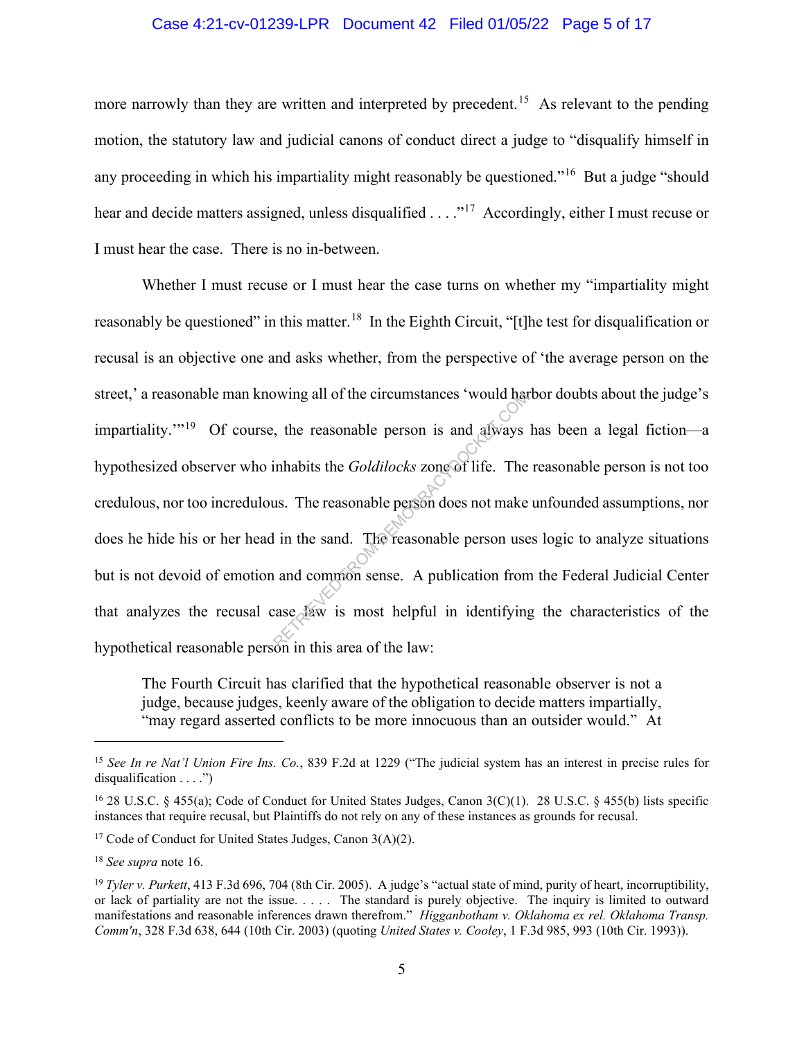more narrowly than they are written and interpreted by precedent.[15] As relevant to the pending motion, the statutory law and judicial canons of conduct direct a judge to "disqualify himself in any proceeding in which his impartiality might reasonably be questioned."[16] But a judge "should hear and decide matters assigned, unless disqualified . . . ."[17] Accordingly, either I must recuse or I must hear the case. There is no in-between.

Whether I must recuse or I must hear the case turns on whether my "impartiality might reasonably be questioned" in this matter.[18] In the Eighth Circuit, "[t]he test for disqualification or recusal is an objective one and asks whether, from the perspective of 'the average person on the street,' a reasonable man knowing all of the circumstances 'would harbor doubts about the judge's impartiality.'"[19] Of course, the reasonable person is and always has been a legal fiction—a hypothesized observer who inhabits the *Goldilocks* zone of life. The reasonable person is not too credulous, nor too incredulous. The reasonable person does not make unfounded assumptions, nor does he hide his or her head in the sand. The reasonable person uses logic to analyze situations but is not devoid of emotion and common sense. A publication from the Federal Judicial Center that analyzes the recusal case law is most helpful in identifying the characteristics of the hypothetical reasonable person in this area of the law:

> The Fourth Circuit has clarified that the hypothetical reasonable observer is not a judge, because judges, keenly aware of the obligation to decide matters impartially, "may regard asserted conflicts to be more innocuous than an outsider would." At

---

[15] *See In re Nat'l Union Fire Ins. Co.*, 839 F.2d at 1229 ("The judicial system has an interest in precise rules for disqualification . . . .")

[16] 28 U.S.C. § 455(a); Code of Conduct for United States Judges, Canon 3(C)(1). 28 U.S.C. § 455(b) lists specific instances that require recusal, but Plaintiffs do not rely on any of these instances as grounds for recusal.

[17] Code of Conduct for United States Judges, Canon 3(A)(2).

[18] *See supra* note 16.

[19] *Tyler v. Purkett*, 413 F.3d 696, 704 (8th Cir. 2005). A judge's "actual state of mind, purity of heart, incorruptibility, or lack of partiality are not the issue. . . . . The standard is purely objective. The inquiry is limited to outward manifestations and reasonable inferences drawn therefrom." *Higganbotham v. Oklahoma ex rel. Oklahoma Transp. Comm'n*, 328 F.3d 638, 644 (10th Cir. 2003) (quoting *United States v. Cooley*, 1 F.3d 985, 993 (10th Cir. 1993)).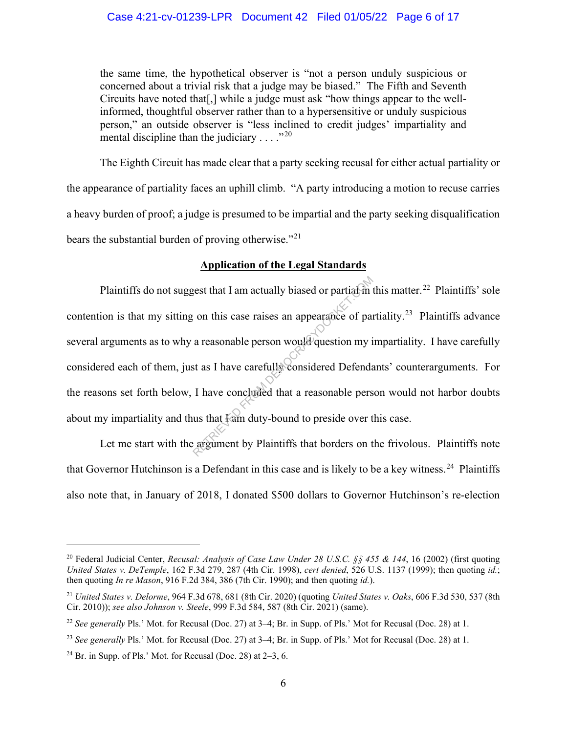the same time, the hypothetical observer is "not a person unduly suspicious or concerned about a trivial risk that a judge may be biased." The Fifth and Seventh Circuits have noted that[,] while a judge must ask "how things appear to the well-informed, thoughtful observer rather than to a hypersensitive or unduly suspicious person," an outside observer is "less inclined to credit judges' impartiality and mental discipline than the judiciary . . . ."[20]

The Eighth Circuit has made clear that a party seeking recusal for either actual partiality or the appearance of partiality faces an uphill climb. "A party introducing a motion to recuse carries a heavy burden of proof; a judge is presumed to be impartial and the party seeking disqualification bears the substantial burden of proving otherwise."[21]

## Application of the Legal Standards

Plaintiffs do not suggest that I am actually biased or partial in this matter.[22] Plaintiffs' sole contention is that my sitting on this case raises an appearance of partiality.[23] Plaintiffs advance several arguments as to why a reasonable person would question my impartiality. I have carefully considered each of them, just as I have carefully considered Defendants' counterarguments. For the reasons set forth below, I have concluded that a reasonable person would not harbor doubts about my impartiality and thus that I am duty-bound to preside over this case.

Let me start with the argument by Plaintiffs that borders on the frivolous. Plaintiffs note that Governor Hutchinson is a Defendant in this case and is likely to be a key witness.[24] Plaintiffs also note that, in January of 2018, I donated $500 dollars to Governor Hutchinson's re-election

---

[20] Federal Judicial Center, *Recusal: Analysis of Case Law Under 28 U.S.C. §§ 455 & 144*, 16 (2002) (first quoting *United States v. DeTemple*, 162 F.3d 279, 287 (4th Cir. 1998), *cert denied*, 526 U.S. 1137 (1999); then quoting *id.*; then quoting *In re Mason*, 916 F.2d 384, 386 (7th Cir. 1990); and then quoting *id.*).

[21] *United States v. Delorme*, 964 F.3d 678, 681 (8th Cir. 2020) (quoting *United States v. Oaks*, 606 F.3d 530, 537 (8th Cir. 2010)); *see also Johnson v. Steele*, 999 F.3d 584, 587 (8th Cir. 2021) (same).

[22] *See generally* Pls.' Mot. for Recusal (Doc. 27) at 3–4; Br. in Supp. of Pls.' Mot for Recusal (Doc. 28) at 1.

[23] *See generally* Pls.' Mot. for Recusal (Doc. 27) at 3–4; Br. in Supp. of Pls.' Mot for Recusal (Doc. 28) at 1.

[24] Br. in Supp. of Pls.' Mot. for Recusal (Doc. 28) at 2–3, 6.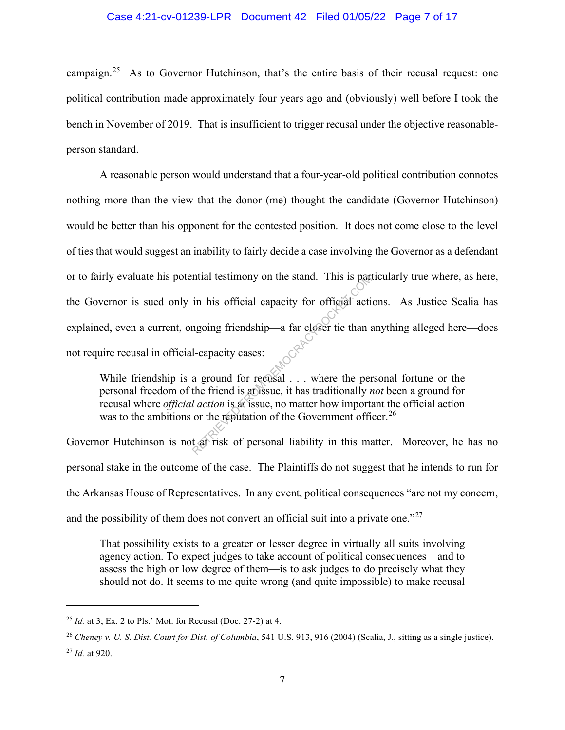campaign.[25] As to Governor Hutchinson, that's the entire basis of their recusal request: one political contribution made approximately four years ago and (obviously) well before I took the bench in November of 2019. That is insufficient to trigger recusal under the objective reasonable-person standard.

A reasonable person would understand that a four-year-old political contribution connotes nothing more than the view that the donor (me) thought the candidate (Governor Hutchinson) would be better than his opponent for the contested position. It does not come close to the level of ties that would suggest an inability to fairly decide a case involving the Governor as a defendant or to fairly evaluate his potential testimony on the stand. This is particularly true where, as here, the Governor is sued only in his official capacity for official actions. As Justice Scalia has explained, even a current, ongoing friendship—a far closer tie than anything alleged here—does not require recusal in official-capacity cases:

> While friendship is a ground for recusal . . . where the personal fortune or the personal freedom of the friend is at issue, it has traditionally *not* been a ground for recusal where *official action* is at issue, no matter how important the official action was to the ambitions or the reputation of the Government officer.[26]

Governor Hutchinson is not at risk of personal liability in this matter. Moreover, he has no personal stake in the outcome of the case. The Plaintiffs do not suggest that he intends to run for the Arkansas House of Representatives. In any event, political consequences "are not my concern, and the possibility of them does not convert an official suit into a private one."[27]

> That possibility exists to a greater or lesser degree in virtually all suits involving agency action. To expect judges to take account of political consequences—and to assess the high or low degree of them—is to ask judges to do precisely what they should not do. It seems to me quite wrong (and quite impossible) to make recusal

---

[25] *Id.* at 3; Ex. 2 to Pls.' Mot. for Recusal (Doc. 27-2) at 4.

[26] *Cheney v. U. S. Dist. Court for Dist. of Columbia*, 541 U.S. 913, 916 (2004) (Scalia, J., sitting as a single justice).

[27] *Id.* at 920.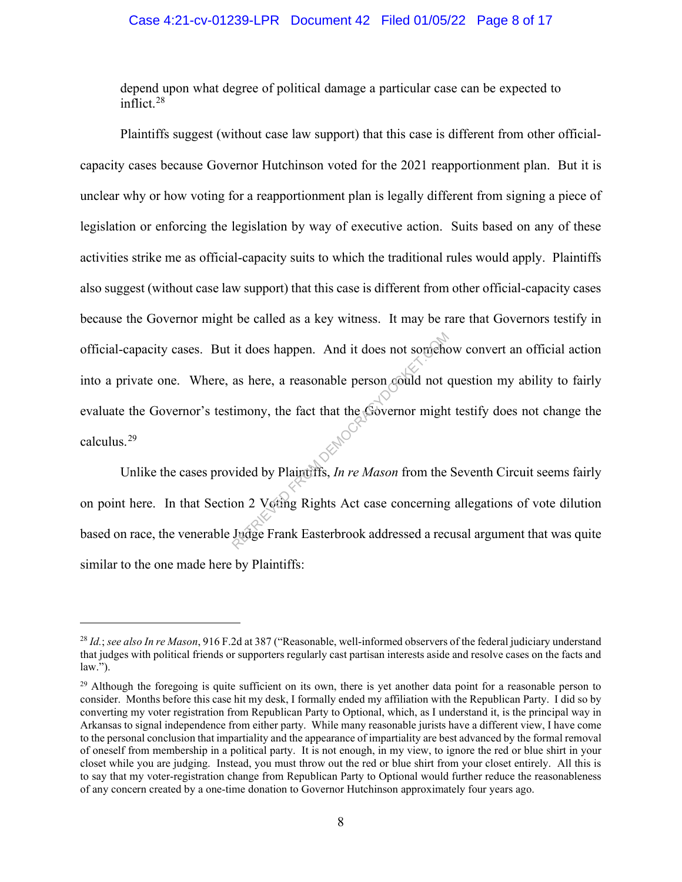depend upon what degree of political damage a particular case can be expected to inflict.[28]

Plaintiffs suggest (without case law support) that this case is different from other official-capacity cases because Governor Hutchinson voted for the 2021 reapportionment plan. But it is unclear why or how voting for a reapportionment plan is legally different from signing a piece of legislation or enforcing the legislation by way of executive action. Suits based on any of these activities strike me as official-capacity suits to which the traditional rules would apply. Plaintiffs also suggest (without case law support) that this case is different from other official-capacity cases because the Governor might be called as a key witness. It may be rare that Governors testify in official-capacity cases. But it does happen. And it does not somehow convert an official action into a private one. Where, as here, a reasonable person could not question my ability to fairly evaluate the Governor's testimony, the fact that the Governor might testify does not change the calculus.[29]

Unlike the cases provided by Plaintiffs, *In re Mason* from the Seventh Circuit seems fairly on point here. In that Section 2 Voting Rights Act case concerning allegations of vote dilution based on race, the venerable Judge Frank Easterbrook addressed a recusal argument that was quite similar to the one made here by Plaintiffs:

---

[28] *Id.*; *see also In re Mason*, 916 F.2d at 387 ("Reasonable, well-informed observers of the federal judiciary understand that judges with political friends or supporters regularly cast partisan interests aside and resolve cases on the facts and law.").

[29] Although the foregoing is quite sufficient on its own, there is yet another data point for a reasonable person to consider. Months before this case hit my desk, I formally ended my affiliation with the Republican Party. I did so by converting my voter registration from Republican Party to Optional, which, as I understand it, is the principal way in Arkansas to signal independence from either party. While many reasonable jurists have a different view, I have come to the personal conclusion that impartiality and the appearance of impartiality are best advanced by the formal removal of oneself from membership in a political party. It is not enough, in my view, to ignore the red or blue shirt in your closet while you are judging. Instead, you must throw out the red or blue shirt from your closet entirely. All this is to say that my voter-registration change from Republican Party to Optional would further reduce the reasonableness of any concern created by a one-time donation to Governor Hutchinson approximately four years ago.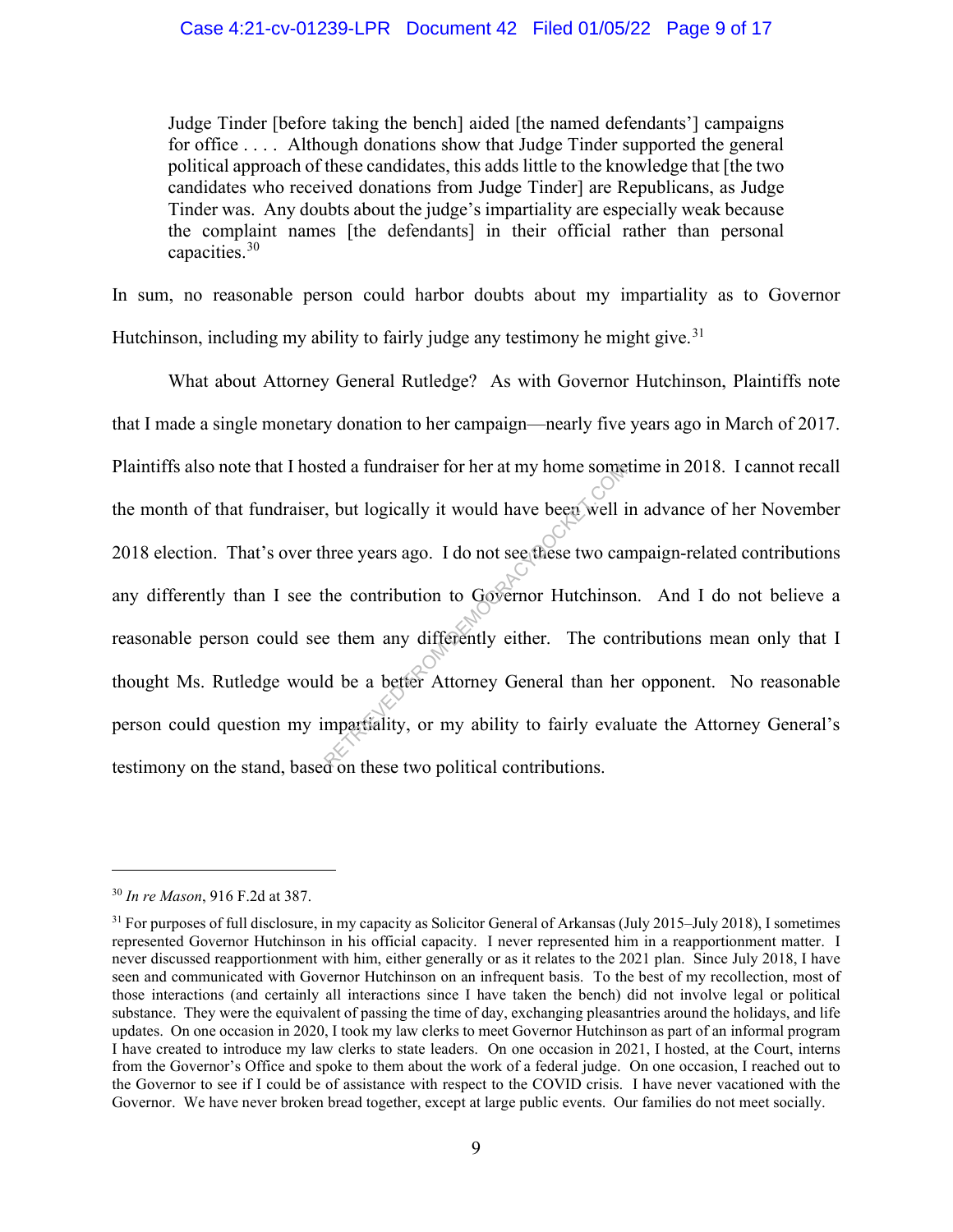> Judge Tinder [before taking the bench] aided [the named defendants'] campaigns for office . . . . Although donations show that Judge Tinder supported the general political approach of these candidates, this adds little to the knowledge that [the two candidates who received donations from Judge Tinder] are Republicans, as Judge Tinder was. Any doubts about the judge's impartiality are especially weak because the complaint names [the defendants] in their official rather than personal capacities.[30]

In sum, no reasonable person could harbor doubts about my impartiality as to Governor Hutchinson, including my ability to fairly judge any testimony he might give.[31]

What about Attorney General Rutledge? As with Governor Hutchinson, Plaintiffs note that I made a single monetary donation to her campaign—nearly five years ago in March of 2017. Plaintiffs also note that I hosted a fundraiser for her at my home sometime in 2018. I cannot recall the month of that fundraiser, but logically it would have been well in advance of her November 2018 election. That's over three years ago. I do not see these two campaign-related contributions any differently than I see the contribution to Governor Hutchinson. And I do not believe a reasonable person could see them any differently either. The contributions mean only that I thought Ms. Rutledge would be a better Attorney General than her opponent. No reasonable person could question my impartiality, or my ability to fairly evaluate the Attorney General's testimony on the stand, based on these two political contributions.

---

[30] *In re Mason*, 916 F.2d at 387.

[31] For purposes of full disclosure, in my capacity as Solicitor General of Arkansas (July 2015–July 2018), I sometimes represented Governor Hutchinson in his official capacity. I never represented him in a reapportionment matter. I never discussed reapportionment with him, either generally or as it relates to the 2021 plan. Since July 2018, I have seen and communicated with Governor Hutchinson on an infrequent basis. To the best of my recollection, most of those interactions (and certainly all interactions since I have taken the bench) did not involve legal or political substance. They were the equivalent of passing the time of day, exchanging pleasantries around the holidays, and life updates. On one occasion in 2020, I took my law clerks to meet Governor Hutchinson as part of an informal program I have created to introduce my law clerks to state leaders. On one occasion in 2021, I hosted, at the Court, interns from the Governor's Office and spoke to them about the work of a federal judge. On one occasion, I reached out to the Governor to see if I could be of assistance with respect to the COVID crisis. I have never vacationed with the Governor. We have never broken bread together, except at large public events. Our families do not meet socially.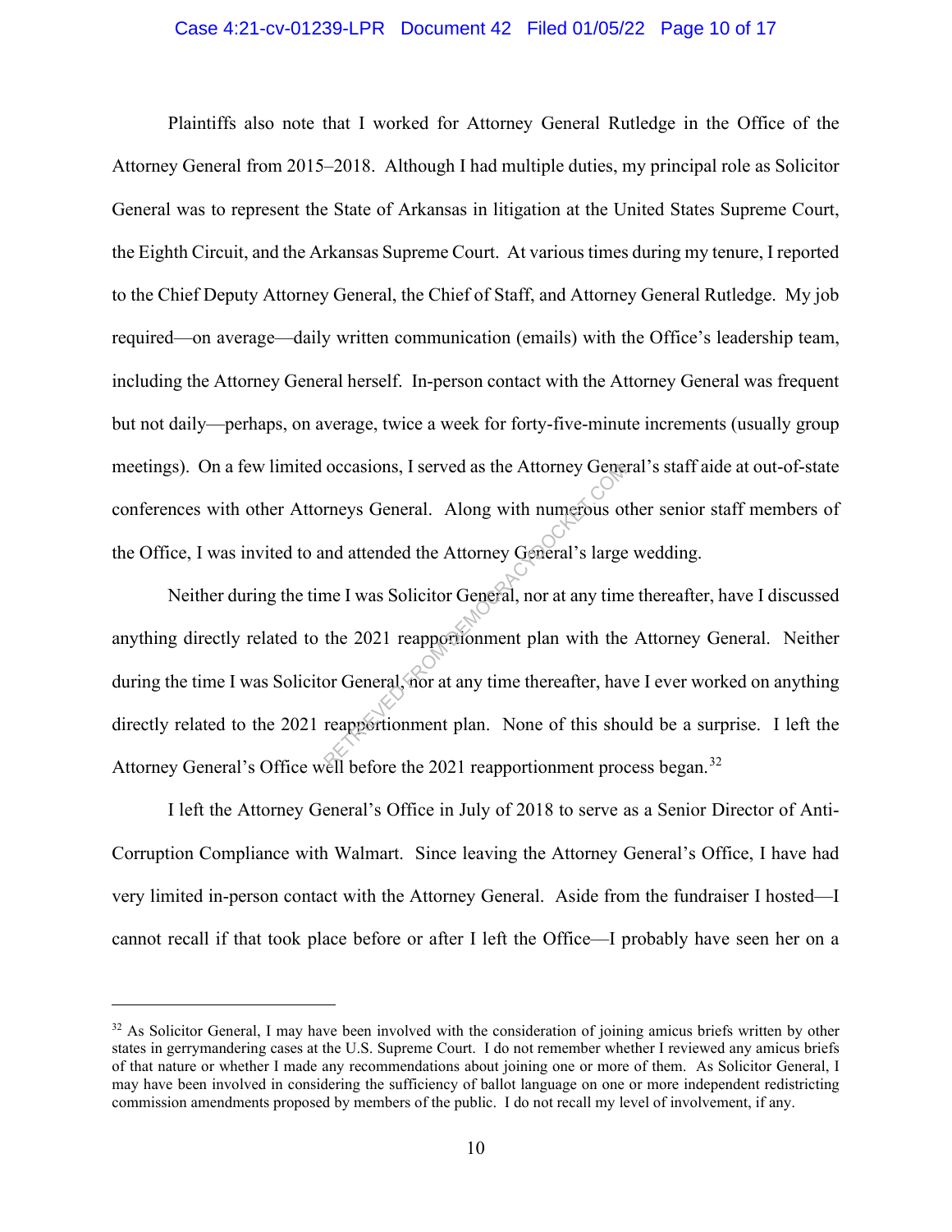Plaintiffs also note that I worked for Attorney General Rutledge in the Office of the Attorney General from 2015–2018. Although I had multiple duties, my principal role as Solicitor General was to represent the State of Arkansas in litigation at the United States Supreme Court, the Eighth Circuit, and the Arkansas Supreme Court. At various times during my tenure, I reported to the Chief Deputy Attorney General, the Chief of Staff, and Attorney General Rutledge. My job required—on average—daily written communication (emails) with the Office's leadership team, including the Attorney General herself. In-person contact with the Attorney General was frequent but not daily—perhaps, on average, twice a week for forty-five-minute increments (usually group meetings). On a few limited occasions, I served as the Attorney General's staff aide at out-of-state conferences with other Attorneys General. Along with numerous other senior staff members of the Office, I was invited to and attended the Attorney General's large wedding.

Neither during the time I was Solicitor General, nor at any time thereafter, have I discussed anything directly related to the 2021 reapportionment plan with the Attorney General. Neither during the time I was Solicitor General, nor at any time thereafter, have I ever worked on anything directly related to the 2021 reapportionment plan. None of this should be a surprise. I left the Attorney General's Office well before the 2021 reapportionment process began.[32]

I left the Attorney General's Office in July of 2018 to serve as a Senior Director of Anti-Corruption Compliance with Walmart. Since leaving the Attorney General's Office, I have had very limited in-person contact with the Attorney General. Aside from the fundraiser I hosted—I cannot recall if that took place before or after I left the Office—I probably have seen her on a

---

[32] As Solicitor General, I may have been involved with the consideration of joining amicus briefs written by other states in gerrymandering cases at the U.S. Supreme Court. I do not remember whether I reviewed any amicus briefs of that nature or whether I made any recommendations about joining one or more of them. As Solicitor General, I may have been involved in considering the sufficiency of ballot language on one or more independent redistricting commission amendments proposed by members of the public. I do not recall my level of involvement, if any.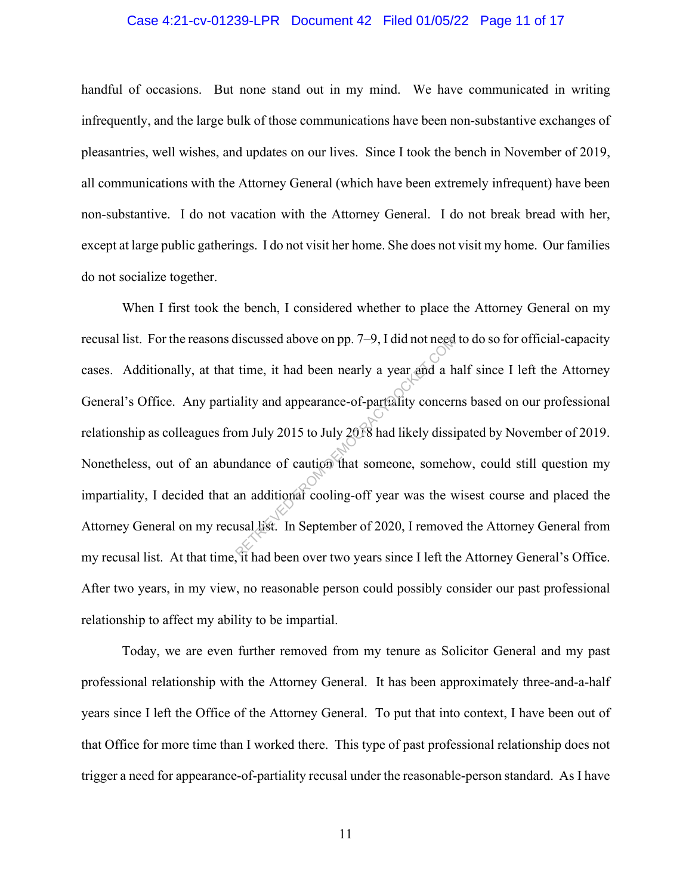handful of occasions. But none stand out in my mind. We have communicated in writing infrequently, and the large bulk of those communications have been non-substantive exchanges of pleasantries, well wishes, and updates on our lives. Since I took the bench in November of 2019, all communications with the Attorney General (which have been extremely infrequent) have been non-substantive. I do not vacation with the Attorney General. I do not break bread with her, except at large public gatherings. I do not visit her home. She does not visit my home. Our families do not socialize together.

When I first took the bench, I considered whether to place the Attorney General on my recusal list. For the reasons discussed above on pp. 7–9, I did not need to do so for official-capacity cases. Additionally, at that time, it had been nearly a year and a half since I left the Attorney General's Office. Any partiality and appearance-of-partiality concerns based on our professional relationship as colleagues from July 2015 to July 2018 had likely dissipated by November of 2019. Nonetheless, out of an abundance of caution that someone, somehow, could still question my impartiality, I decided that an additional cooling-off year was the wisest course and placed the Attorney General on my recusal list. In September of 2020, I removed the Attorney General from my recusal list. At that time, it had been over two years since I left the Attorney General's Office. After two years, in my view, no reasonable person could possibly consider our past professional relationship to affect my ability to be impartial.

Today, we are even further removed from my tenure as Solicitor General and my past professional relationship with the Attorney General. It has been approximately three-and-a-half years since I left the Office of the Attorney General. To put that into context, I have been out of that Office for more time than I worked there. This type of past professional relationship does not trigger a need for appearance-of-partiality recusal under the reasonable-person standard. As I have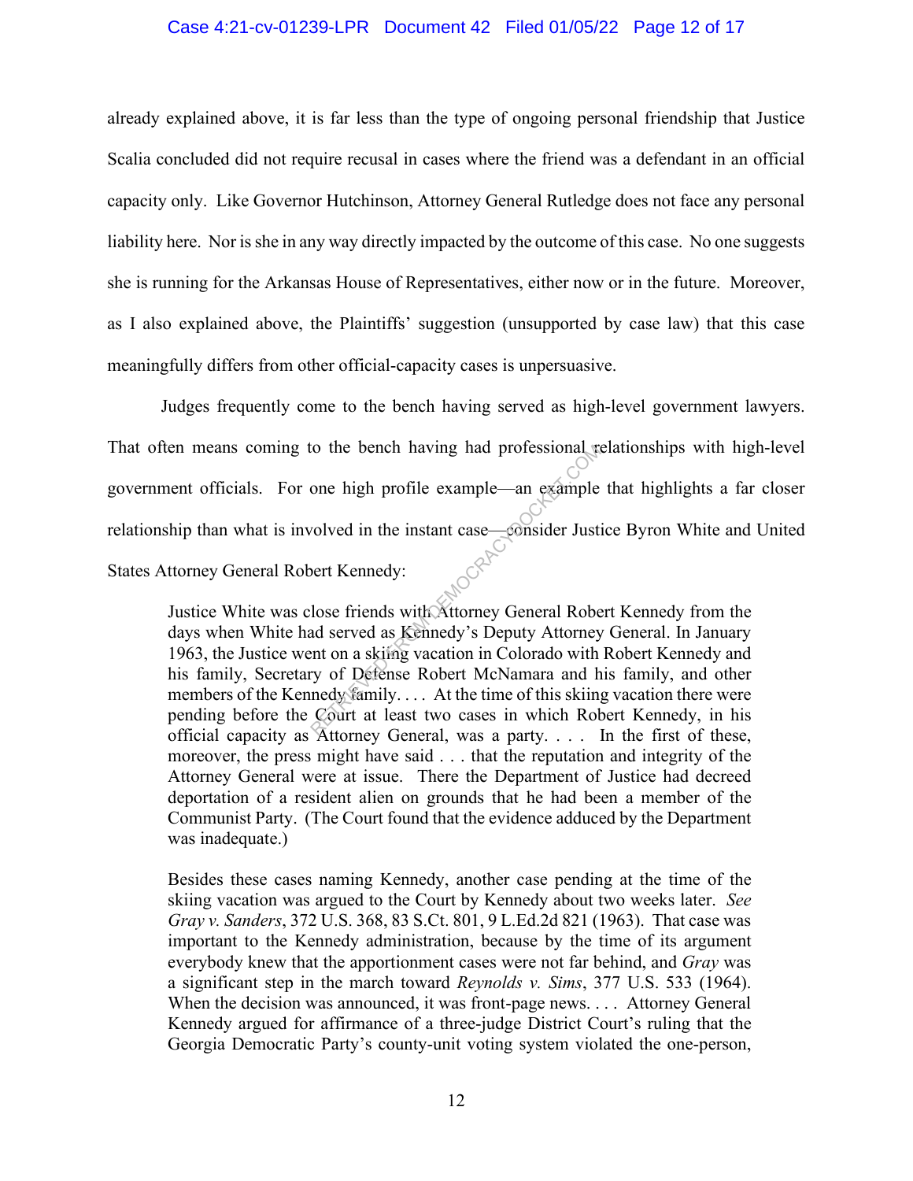already explained above, it is far less than the type of ongoing personal friendship that Justice Scalia concluded did not require recusal in cases where the friend was a defendant in an official capacity only. Like Governor Hutchinson, Attorney General Rutledge does not face any personal liability here. Nor is she in any way directly impacted by the outcome of this case. No one suggests she is running for the Arkansas House of Representatives, either now or in the future. Moreover, as I also explained above, the Plaintiffs' suggestion (unsupported by case law) that this case meaningfully differs from other official-capacity cases is unpersuasive.

Judges frequently come to the bench having served as high-level government lawyers. That often means coming to the bench having had professional relationships with high-level government officials. For one high profile example—an example that highlights a far closer relationship than what is involved in the instant case—consider Justice Byron White and United States Attorney General Robert Kennedy:

> Justice White was close friends with Attorney General Robert Kennedy from the days when White had served as Kennedy's Deputy Attorney General. In January 1963, the Justice went on a skiing vacation in Colorado with Robert Kennedy and his family, Secretary of Defense Robert McNamara and his family, and other members of the Kennedy family. . . . At the time of this skiing vacation there were pending before the Court at least two cases in which Robert Kennedy, in his official capacity as Attorney General, was a party. . . . In the first of these, moreover, the press might have said . . . that the reputation and integrity of the Attorney General were at issue. There the Department of Justice had decreed deportation of a resident alien on grounds that he had been a member of the Communist Party. (The Court found that the evidence adduced by the Department was inadequate.)
>
> Besides these cases naming Kennedy, another case pending at the time of the skiing vacation was argued to the Court by Kennedy about two weeks later. *See Gray v. Sanders*, 372 U.S. 368, 83 S.Ct. 801, 9 L.Ed.2d 821 (1963). That case was important to the Kennedy administration, because by the time of its argument everybody knew that the apportionment cases were not far behind, and *Gray* was a significant step in the march toward *Reynolds v. Sims*, 377 U.S. 533 (1964). When the decision was announced, it was front-page news. . . . Attorney General Kennedy argued for affirmance of a three-judge District Court's ruling that the Georgia Democratic Party's county-unit voting system violated the one-person,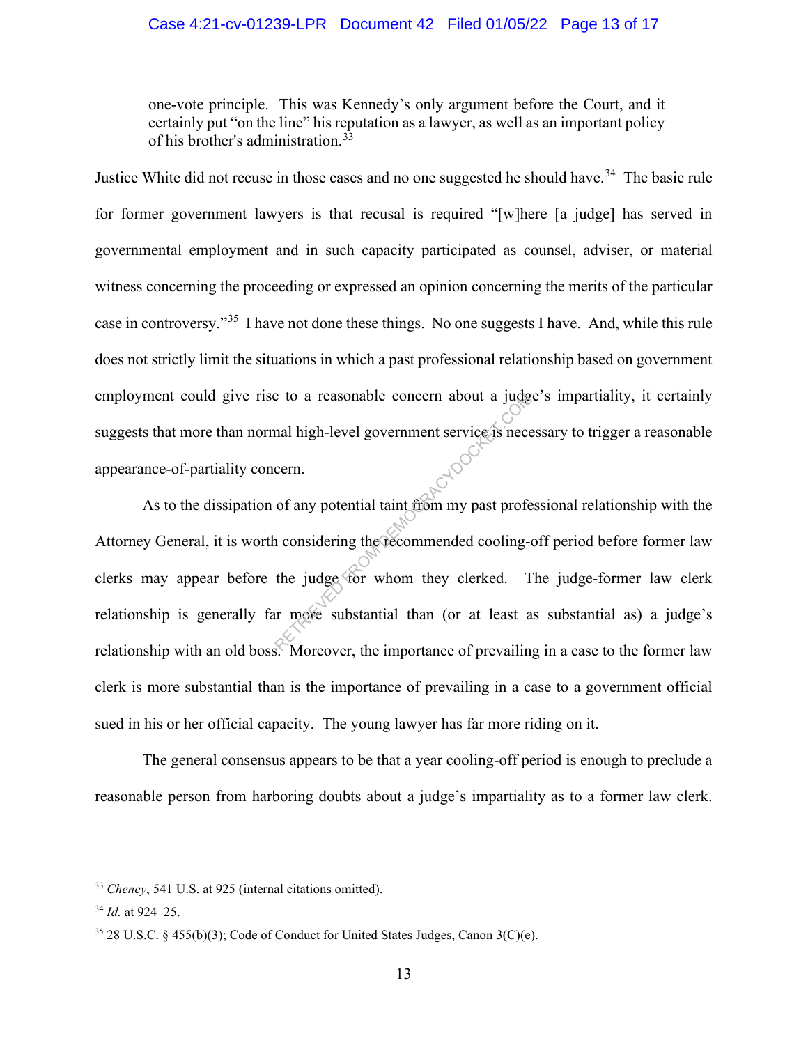> one-vote principle. This was Kennedy's only argument before the Court, and it certainly put "on the line" his reputation as a lawyer, as well as an important policy of his brother's administration.[33]

Justice White did not recuse in those cases and no one suggested he should have.[34] The basic rule for former government lawyers is that recusal is required "[w]here [a judge] has served in governmental employment and in such capacity participated as counsel, adviser, or material witness concerning the proceeding or expressed an opinion concerning the merits of the particular case in controversy."[35] I have not done these things. No one suggests I have. And, while this rule does not strictly limit the situations in which a past professional relationship based on government employment could give rise to a reasonable concern about a judge's impartiality, it certainly suggests that more than normal high-level government service is necessary to trigger a reasonable appearance-of-partiality concern.

As to the dissipation of any potential taint from my past professional relationship with the Attorney General, it is worth considering the recommended cooling-off period before former law clerks may appear before the judge for whom they clerked. The judge-former law clerk relationship is generally far more substantial than (or at least as substantial as) a judge's relationship with an old boss. Moreover, the importance of prevailing in a case to the former law clerk is more substantial than is the importance of prevailing in a case to a government official sued in his or her official capacity. The young lawyer has far more riding on it.

The general consensus appears to be that a year cooling-off period is enough to preclude a reasonable person from harboring doubts about a judge's impartiality as to a former law clerk.

---

[33] *Cheney*, 541 U.S. at 925 (internal citations omitted).

[34] *Id.* at 924–25.

[35] 28 U.S.C. § 455(b)(3); Code of Conduct for United States Judges, Canon 3(C)(e).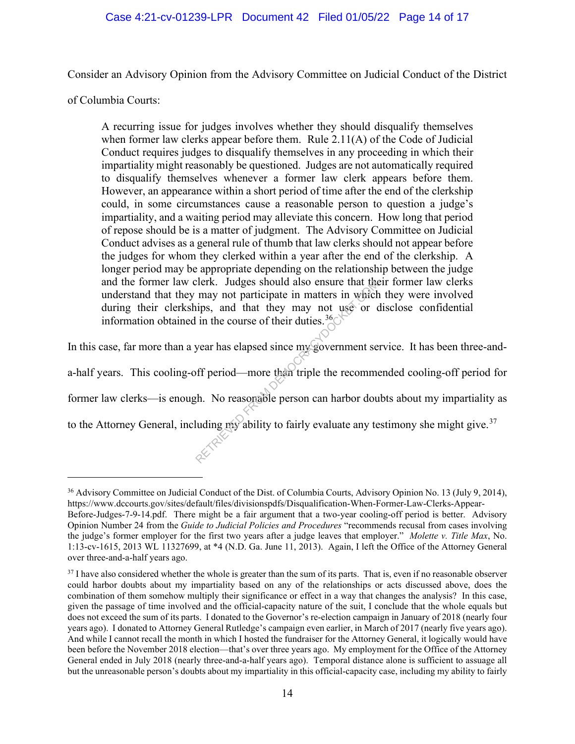Consider an Advisory Opinion from the Advisory Committee on Judicial Conduct of the District of Columbia Courts:

> A recurring issue for judges involves whether they should disqualify themselves when former law clerks appear before them. Rule 2.11(A) of the Code of Judicial Conduct requires judges to disqualify themselves in any proceeding in which their impartiality might reasonably be questioned. Judges are not automatically required to disqualify themselves whenever a former law clerk appears before them. However, an appearance within a short period of time after the end of the clerkship could, in some circumstances cause a reasonable person to question a judge's impartiality, and a waiting period may alleviate this concern. How long that period of repose should be is a matter of judgment. The Advisory Committee on Judicial Conduct advises as a general rule of thumb that law clerks should not appear before the judges for whom they clerked within a year after the end of the clerkship. A longer period may be appropriate depending on the relationship between the judge and the former law clerk. Judges should also ensure that their former law clerks understand that they may not participate in matters in which they were involved during their clerkships, and that they may not use or disclose confidential information obtained in the course of their duties.[36]

In this case, far more than a year has elapsed since my government service. It has been three-and-a-half years. This cooling-off period—more than triple the recommended cooling-off period for former law clerks—is enough. No reasonable person can harbor doubts about my impartiality as to the Attorney General, including my ability to fairly evaluate any testimony she might give.[37]

---

[36] Advisory Committee on Judicial Conduct of the Dist. of Columbia Courts, Advisory Opinion No. 13 (July 9, 2014), https://www.dccourts.gov/sites/default/files/divisionspdfs/Disqualification-When-Former-Law-Clerks-Appear-Before-Judges-7-9-14.pdf. There might be a fair argument that a two-year cooling-off period is better. Advisory Opinion Number 24 from the *Guide to Judicial Policies and Procedures* "recommends recusal from cases involving the judge's former employer for the first two years after a judge leaves that employer." *Molette v. Title Max*, No. 1:13-cv-1615, 2013 WL 11327699, at *4 (N.D. Ga. June 11, 2013). Again, I left the Office of the Attorney General over three-and-a-half years ago.

[37] I have also considered whether the whole is greater than the sum of its parts. That is, even if no reasonable observer could harbor doubts about my impartiality based on any of the relationships or acts discussed above, does the combination of them somehow multiply their significance or effect in a way that changes the analysis? In this case, given the passage of time involved and the official-capacity nature of the suit, I conclude that the whole equals but does not exceed the sum of its parts. I donated to the Governor's re-election campaign in January of 2018 (nearly four years ago). I donated to Attorney General Rutledge's campaign even earlier, in March of 2017 (nearly five years ago). And while I cannot recall the month in which I hosted the fundraiser for the Attorney General, it logically would have been before the November 2018 election—that's over three years ago. My employment for the Office of the Attorney General ended in July 2018 (nearly three-and-a-half years ago). Temporal distance alone is sufficient to assuage all but the unreasonable person's doubts about my impartiality in this official-capacity case, including my ability to fairly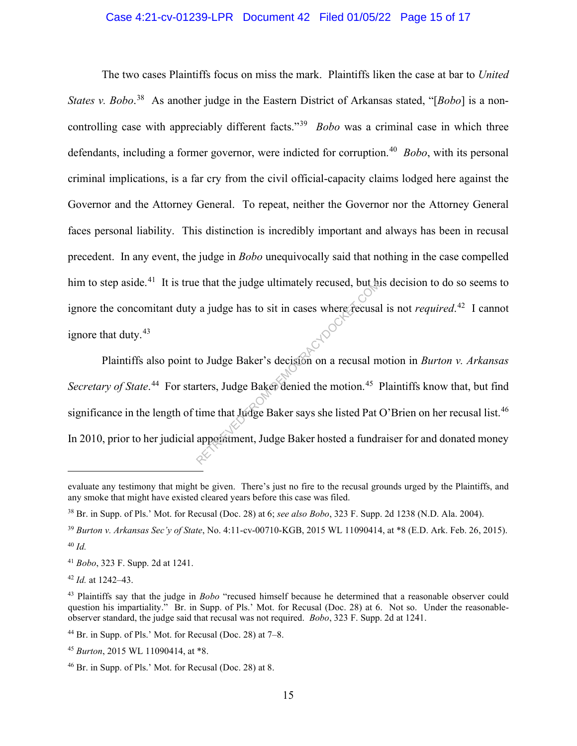The two cases Plaintiffs focus on miss the mark. Plaintiffs liken the case at bar to *United States v. Bobo*.[38] As another judge in the Eastern District of Arkansas stated, "[*Bobo*] is a non-controlling case with appreciably different facts."[39] *Bobo* was a criminal case in which three defendants, including a former governor, were indicted for corruption.[40] *Bobo*, with its personal criminal implications, is a far cry from the civil official-capacity claims lodged here against the Governor and the Attorney General. To repeat, neither the Governor nor the Attorney General faces personal liability. This distinction is incredibly important and always has been in recusal precedent. In any event, the judge in *Bobo* unequivocally said that nothing in the case compelled him to step aside.[41] It is true that the judge ultimately recused, but his decision to do so seems to ignore the concomitant duty a judge has to sit in cases where recusal is not *required*.[42] I cannot ignore that duty.[43]

Plaintiffs also point to Judge Baker's decision on a recusal motion in *Burton v. Arkansas Secretary of State*.[44] For starters, Judge Baker denied the motion.[45] Plaintiffs know that, but find significance in the length of time that Judge Baker says she listed Pat O'Brien on her recusal list.[46] In 2010, prior to her judicial appointment, Judge Baker hosted a fundraiser for and donated money

---

evaluate any testimony that might be given. There's just no fire to the recusal grounds urged by the Plaintiffs, and any smoke that might have existed cleared years before this case was filed.

[38] Br. in Supp. of Pls.' Mot. for Recusal (Doc. 28) at 6; *see also Bobo*, 323 F. Supp. 2d 1238 (N.D. Ala. 2004).

[39] *Burton v. Arkansas Sec'y of State*, No. 4:11-cv-00710-KGB, 2015 WL 11090414, at *8 (E.D. Ark. Feb. 26, 2015).

[40] *Id.*

[41] *Bobo*, 323 F. Supp. 2d at 1241.

[42] *Id.* at 1242–43.

[43] Plaintiffs say that the judge in *Bobo* "recused himself because he determined that a reasonable observer could question his impartiality." Br. in Supp. of Pls.' Mot. for Recusal (Doc. 28) at 6. Not so. Under the reasonable-observer standard, the judge said that recusal was not required. *Bobo*, 323 F. Supp. 2d at 1241.

[44] Br. in Supp. of Pls.' Mot. for Recusal (Doc. 28) at 7–8.

[45] *Burton*, 2015 WL 11090414, at *8.

[46] Br. in Supp. of Pls.' Mot. for Recusal (Doc. 28) at 8.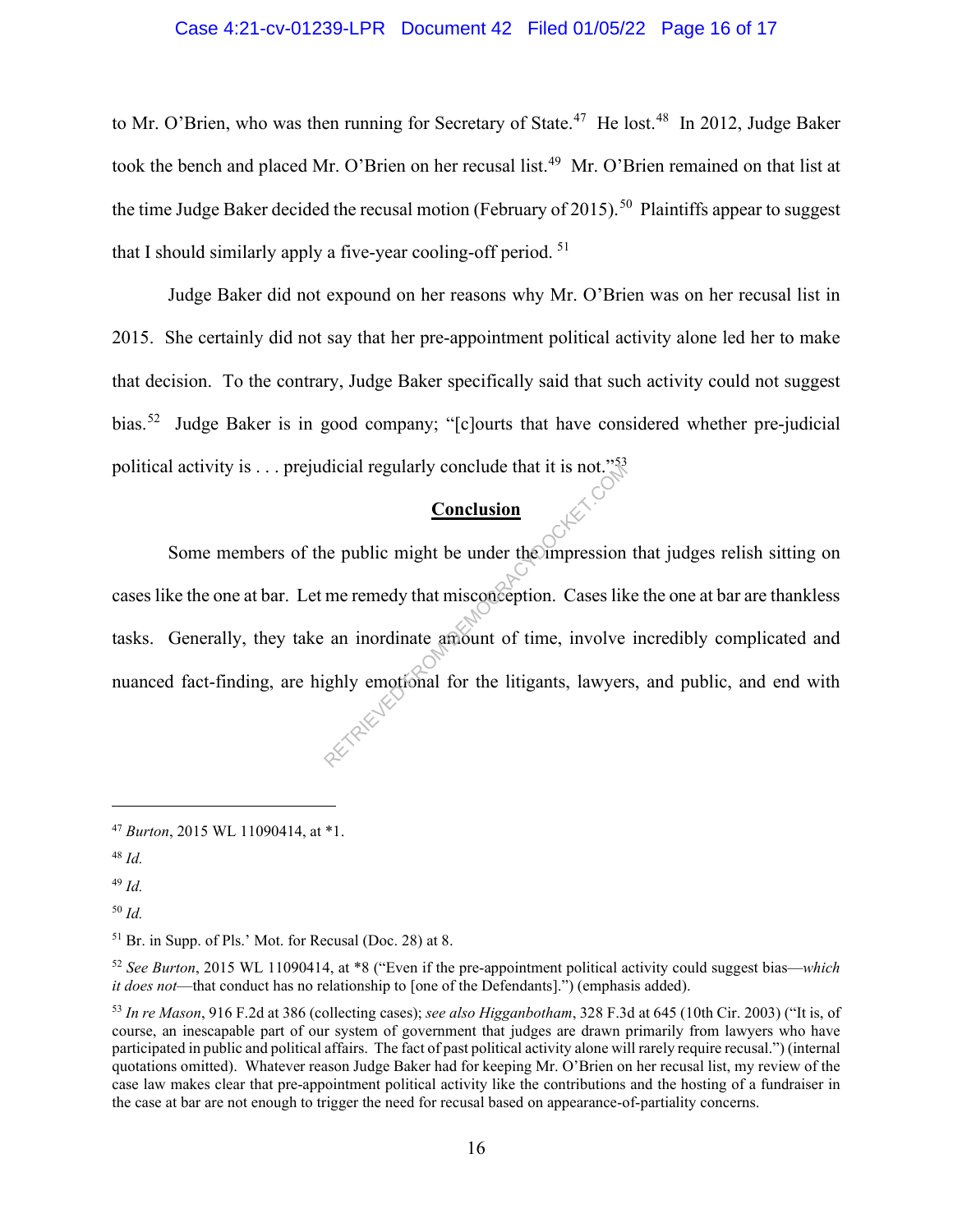to Mr. O'Brien, who was then running for Secretary of State.[47] He lost.[48] In 2012, Judge Baker took the bench and placed Mr. O'Brien on her recusal list.[49] Mr. O'Brien remained on that list at the time Judge Baker decided the recusal motion (February of 2015).[50] Plaintiffs appear to suggest that I should similarly apply a five-year cooling-off period.[51]

Judge Baker did not expound on her reasons why Mr. O'Brien was on her recusal list in 2015. She certainly did not say that her pre-appointment political activity alone led her to make that decision. To the contrary, Judge Baker specifically said that such activity could not suggest bias.[52] Judge Baker is in good company; "[c]ourts that have considered whether pre-judicial political activity is . . . prejudicial regularly conclude that it is not."[53]

## Conclusion

Some members of the public might be under the impression that judges relish sitting on cases like the one at bar. Let me remedy that misconception. Cases like the one at bar are thankless tasks. Generally, they take an inordinate amount of time, involve incredibly complicated and nuanced fact-finding, are highly emotional for the litigants, lawyers, and public, and end with

---

[47] *Burton*, 2015 WL 11090414, at *1.

[48] *Id.*

[49] *Id.*

[50] *Id.*

[51] Br. in Supp. of Pls.' Mot. for Recusal (Doc. 28) at 8.

[52] *See Burton*, 2015 WL 11090414, at *8 ("Even if the pre-appointment political activity could suggest bias—*which it does not*—that conduct has no relationship to [one of the Defendants].") (emphasis added).

[53] *In re Mason*, 916 F.2d at 386 (collecting cases); *see also Higganbotham*, 328 F.3d at 645 (10th Cir. 2003) ("It is, of course, an inescapable part of our system of government that judges are drawn primarily from lawyers who have participated in public and political affairs. The fact of past political activity alone will rarely require recusal.") (internal quotations omitted). Whatever reason Judge Baker had for keeping Mr. O'Brien on her recusal list, my review of the case law makes clear that pre-appointment political activity like the contributions and the hosting of a fundraiser in the case at bar are not enough to trigger the need for recusal based on appearance-of-partiality concerns.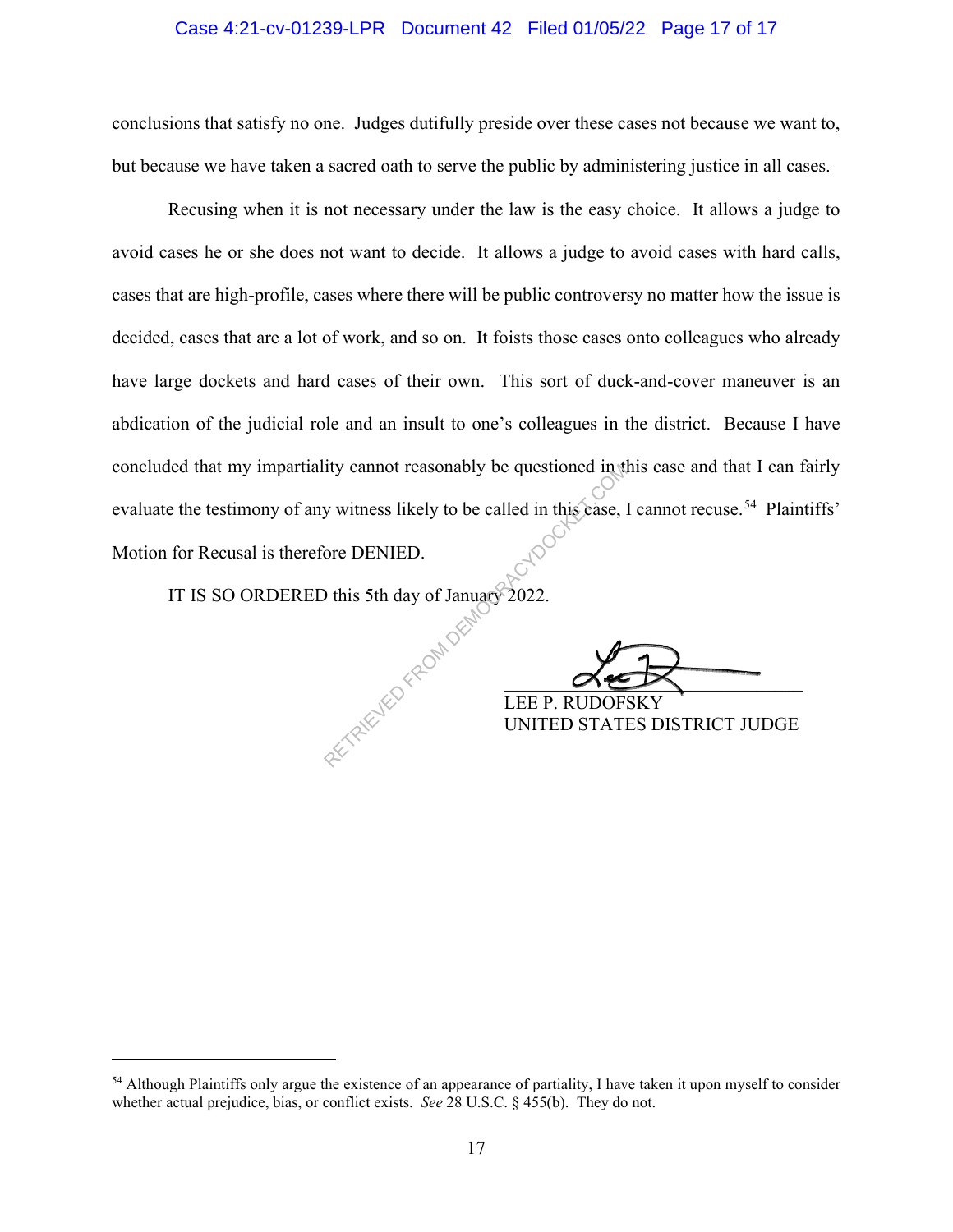conclusions that satisfy no one. Judges dutifully preside over these cases not because we want to, but because we have taken a sacred oath to serve the public by administering justice in all cases.

Recusing when it is not necessary under the law is the easy choice. It allows a judge to avoid cases he or she does not want to decide. It allows a judge to avoid cases with hard calls, cases that are high-profile, cases where there will be public controversy no matter how the issue is decided, cases that are a lot of work, and so on. It foists those cases onto colleagues who already have large dockets and hard cases of their own. This sort of duck-and-cover maneuver is an abdication of the judicial role and an insult to one's colleagues in the district. Because I have concluded that my impartiality cannot reasonably be questioned in this case and that I can fairly evaluate the testimony of any witness likely to be called in this case, I cannot recuse.[54] Plaintiffs' Motion for Recusal is therefore DENIED.

IT IS SO ORDERED this 5th day of January 2022.

LEE P. RUDOFSKY
UNITED STATES DISTRICT JUDGE

[54] Although Plaintiffs only argue the existence of an appearance of partiality, I have taken it upon myself to consider whether actual prejudice, bias, or conflict exists. *See* 28 U.S.C. § 455(b). They do not.